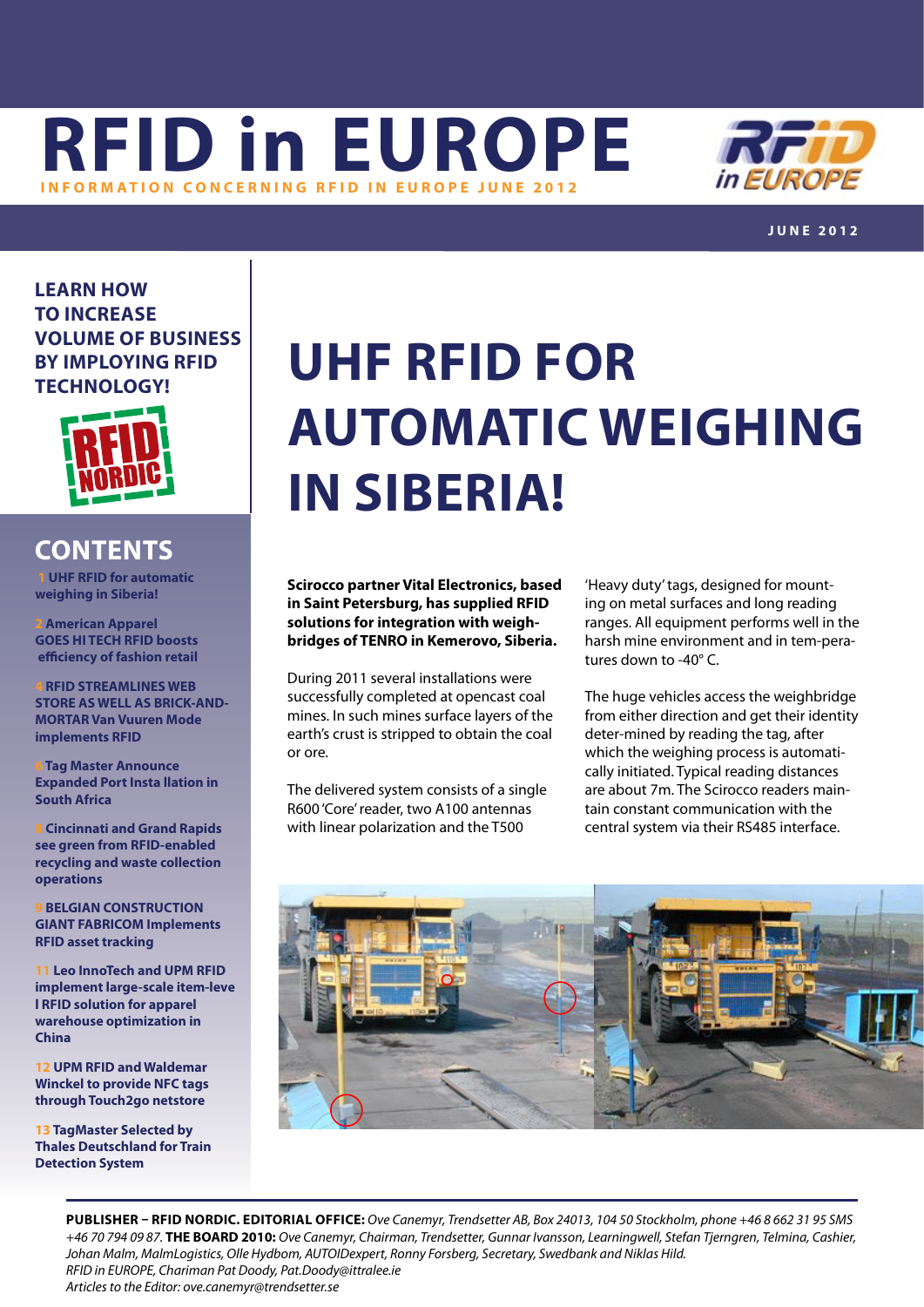# RFID in EUROPE

INFORMATION CONCERNING RFID IN EUROPE JUNE 2012

JUNE 2012

**LEARN HOW TO INCREASE VOLUME OF BUSINESS BY IMPLOYING RFID TECHNOLOGY!**

## CONTENTS

1 UHF RFID for automatic weighing in Siberia!

2 American Apparel GOES HI TECH RFID boosts efficiency of fashion retail

4 RFID STREAMLINES WEB STORE AS WELL AS BRICK-AND-MORTAR Van Vuuren Mode implements RFID

6 Tag Master Announce Expanded Port Insta llation in South Africa

8 Cincinnati and Grand Rapids see green from RFID-enabled recycling and waste collection operations

9 BELGIAN CONSTRUCTION GIANT FABRICOM Implements RFID asset tracking

11 Leo InnoTech and UPM RFID implement large-scale item-leve l RFID solution for apparel warehouse optimization in China

12 UPM RFID and Waldemar Winckel to provide NFC tags through Touch2go netstore

13 TagMaster Selected by Thales Deutschland for Train Detection System

# UHF RFID FOR AUTOMATIC WEIGHING IN SIBERIA!

**Scirocco partner Vital Electronics, based in Saint Petersburg, has supplied RFID solutions for integration with weigh-bridges of TENRO in Kemerovo, Siberia.**

During 2011 several installations were successfully completed at opencast coal mines. In such mines surface layers of the earth's crust is stripped to obtain the coal or ore.

The delivered system consists of a single R600 'Core' reader, two A100 antennas with linear polarization and the T500 'Heavy duty' tags, designed for mounting on metal surfaces and long reading ranges. All equipment performs well in the harsh mine environment and in tem-peratures down to -40° C.

The huge vehicles access the weighbridge from either direction and get their identity deter-mined by reading the tag, after which the weighing process is automatically initiated. Typical reading distances are about 7m. The Scirocco readers maintain constant communication with the central system via their RS485 interface.

**PUBLISHER – RFID NORDIC. EDITORIAL OFFICE:** *Ove Canemyr, Trendsetter AB, Box 24013, 104 50 Stockholm, phone +46 8 662 31 95 SMS +46 70 794 09 87.* **THE BOARD 2010:** *Ove Canemyr, Chairman, Trendsetter, Gunnar Ivansson, Learningwell, Stefan Tjerngren, Telmina, Cashier, Johan Malm, MalmLogistics, Olle Hydbom, AUTOIDexpert, Ronny Forsberg, Secretary, Swedbank and Niklas Hild.*
*RFID in EUROPE, Chariman Pat Doody, Pat.Doody@ittralee.ie*
*Articles to the Editor: ove.canemyr@trendsetter.se*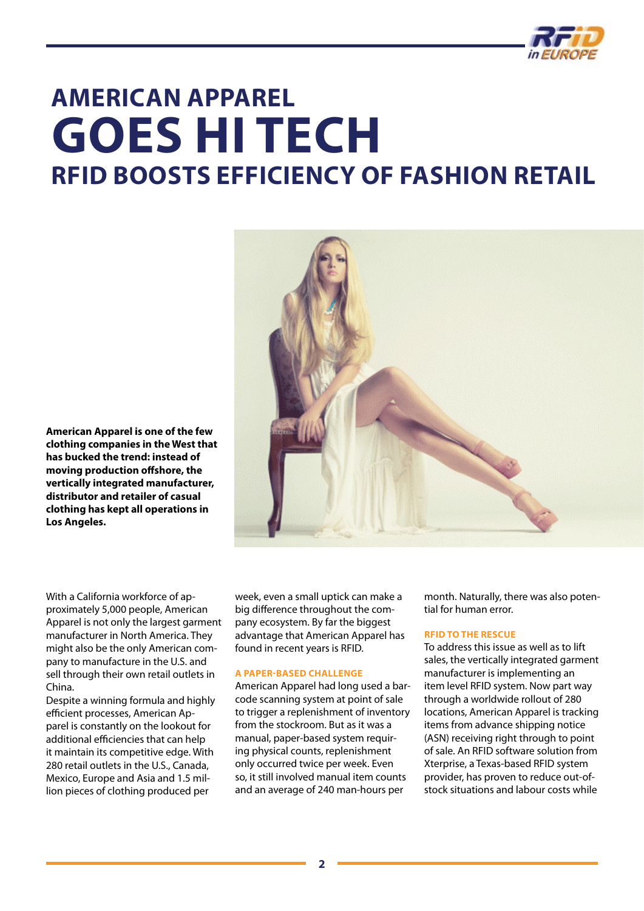# AMERICAN APPAREL
# GOES HI TECH
## RFID BOOSTS EFFICIENCY OF FASHION RETAIL

**American Apparel is one of the few clothing companies in the West that has bucked the trend: instead of moving production offshore, the vertically integrated manufacturer, distributor and retailer of casual clothing has kept all operations in Los Angeles.**

With a California workforce of approximately 5,000 people, American Apparel is not only the largest garment manufacturer in North America. They might also be the only American company to manufacture in the U.S. and sell through their own retail outlets in China.

Despite a winning formula and highly efficient processes, American Apparel is constantly on the lookout for additional efficiencies that can help it maintain its competitive edge. With 280 retail outlets in the U.S., Canada, Mexico, Europe and Asia and 1.5 million pieces of clothing produced per week, even a small uptick can make a big difference throughout the company ecosystem. By far the biggest advantage that American Apparel has found in recent years is RFID.

### A PAPER-BASED CHALLENGE

American Apparel had long used a barcode scanning system at point of sale to trigger a replenishment of inventory from the stockroom. But as it was a manual, paper-based system requiring physical counts, replenishment only occurred twice per week. Even so, it still involved manual item counts and an average of 240 man-hours per month. Naturally, there was also potential for human error.

### RFID TO THE RESCUE

To address this issue as well as to lift sales, the vertically integrated garment manufacturer is implementing an item level RFID system. Now part way through a worldwide rollout of 280 locations, American Apparel is tracking items from advance shipping notice (ASN) receiving right through to point of sale. An RFID software solution from Xterprise, a Texas-based RFID system provider, has proven to reduce out-of-stock situations and labour costs while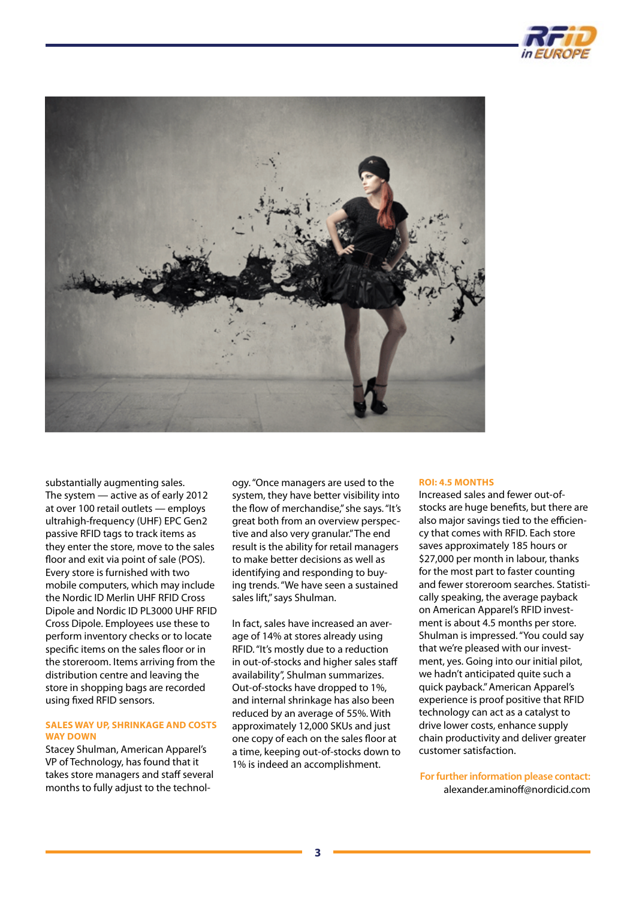substantially augmenting sales. The system — active as of early 2012 at over 100 retail outlets — employs ultrahigh-frequency (UHF) EPC Gen2 passive RFID tags to track items as they enter the store, move to the sales floor and exit via point of sale (POS). Every store is furnished with two mobile computers, which may include the Nordic ID Merlin UHF RFID Cross Dipole and Nordic ID PL3000 UHF RFID Cross Dipole. Employees use these to perform inventory checks or to locate specific items on the sales floor or in the storeroom. Items arriving from the distribution centre and leaving the store in shopping bags are recorded using fixed RFID sensors.

### SALES WAY UP, SHRINKAGE AND COSTS WAY DOWN

Stacey Shulman, American Apparel's VP of Technology, has found that it takes store managers and staff several months to fully adjust to the technology. "Once managers are used to the system, they have better visibility into the flow of merchandise," she says. "It's great both from an overview perspective and also very granular." The end result is the ability for retail managers to make better decisions as well as identifying and responding to buying trends. "We have seen a sustained sales lift," says Shulman.

In fact, sales have increased an average of 14% at stores already using RFID. "It's mostly due to a reduction in out-of-stocks and higher sales staff availability", Shulman summarizes. Out-of-stocks have dropped to 1%, and internal shrinkage has also been reduced by an average of 55%. With approximately 12,000 SKUs and just one copy of each on the sales floor at a time, keeping out-of-stocks down to 1% is indeed an accomplishment.

### ROI: 4.5 MONTHS

Increased sales and fewer out-of-stocks are huge benefits, but there are also major savings tied to the efficiency that comes with RFID. Each store saves approximately 185 hours or $27,000 per month in labour, thanks for the most part to faster counting and fewer storeroom searches. Statistically speaking, the average payback on American Apparel's RFID investment is about 4.5 months per store. Shulman is impressed. "You could say that we're pleased with our investment, yes. Going into our initial pilot, we hadn't anticipated quite such a quick payback." American Apparel's experience is proof positive that RFID technology can act as a catalyst to drive lower costs, enhance supply chain productivity and deliver greater customer satisfaction.

**For further information please contact:**
alexander.aminoff@nordicid.com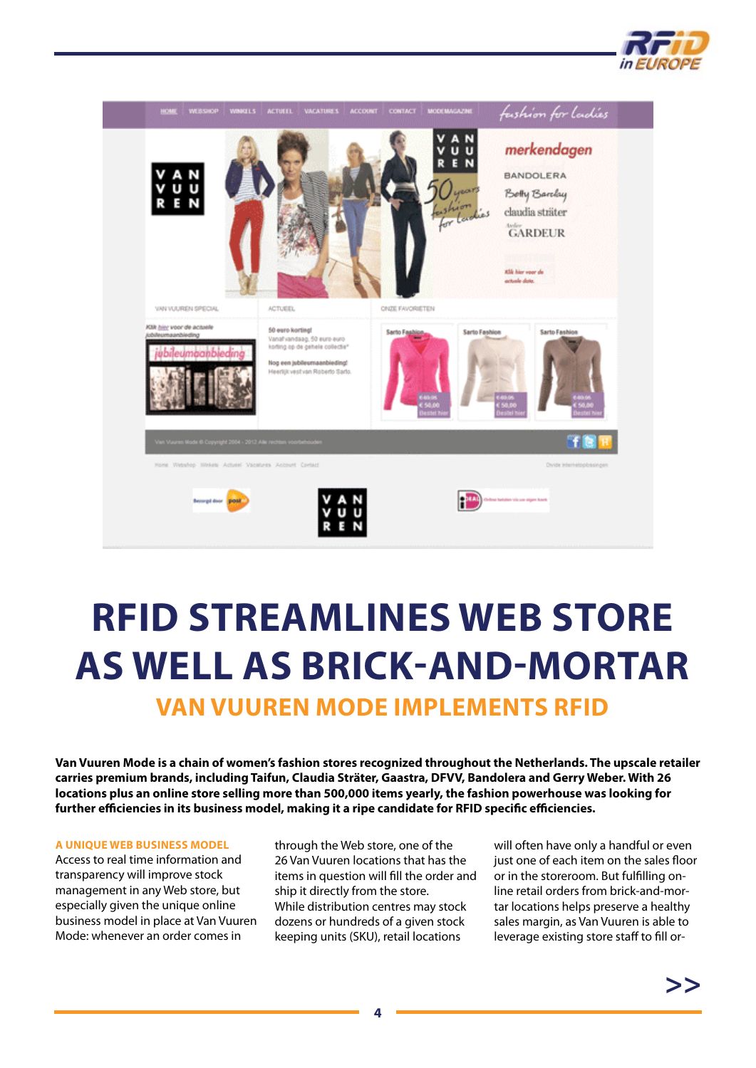# RFID STREAMLINES WEB STORE AS WELL AS BRICK-AND-MORTAR

## VAN VUUREN MODE IMPLEMENTS RFID

**Van Vuuren Mode is a chain of women's fashion stores recognized throughout the Netherlands. The upscale retailer carries premium brands, including Taifun, Claudia Sträter, Gaastra, DFVV, Bandolera and Gerry Weber. With 26 locations plus an online store selling more than 500,000 items yearly, the fashion powerhouse was looking for further efficiencies in its business model, making it a ripe candidate for RFID specific efficiencies.**

### A UNIQUE WEB BUSINESS MODEL

Access to real time information and transparency will improve stock management in any Web store, but especially given the unique online business model in place at Van Vuuren Mode: whenever an order comes in through the Web store, one of the 26 Van Vuuren locations that has the items in question will fill the order and ship it directly from the store. While distribution centres may stock dozens or hundreds of a given stock keeping units (SKU), retail locations will often have only a handful or even just one of each item on the sales floor or in the storeroom. But fulfilling online retail orders from brick-and-mortar locations helps preserve a healthy sales margin, as Van Vuuren is able to leverage existing store staff to fill or-

>>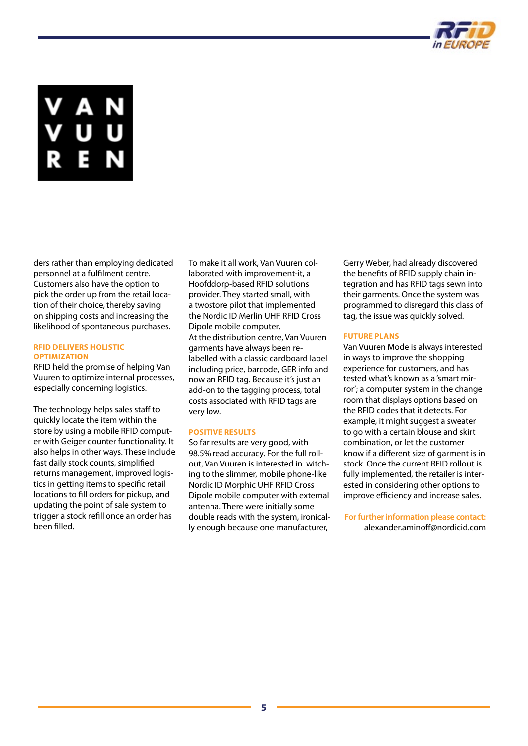VAN VUUREN

ders rather than employing dedicated personnel at a fulfilment centre. Customers also have the option to pick the order up from the retail location of their choice, thereby saving on shipping costs and increasing the likelihood of spontaneous purchases.

### RFID DELIVERS HOLISTIC OPTIMIZATION

RFID held the promise of helping Van Vuuren to optimize internal processes, especially concerning logistics.

The technology helps sales staff to quickly locate the item within the store by using a mobile RFID computer with Geiger counter functionality. It also helps in other ways. These include fast daily stock counts, simplified returns management, improved logistics in getting items to specific retail locations to fill orders for pickup, and updating the point of sale system to trigger a stock refill once an order has been filled.

To make it all work, Van Vuuren collaborated with improvement-it, a Hoofddorp-based RFID solutions provider. They started small, with a twostore pilot that implemented the Nordic ID Merlin UHF RFID Cross Dipole mobile computer.

At the distribution centre, Van Vuuren garments have always been relabelled with a classic cardboard label including price, barcode, GER info and now an RFID tag. Because it's just an add-on to the tagging process, total costs associated with RFID tags are very low.

### POSITIVE RESULTS

So far results are very good, with 98.5% read accuracy. For the full rollout, Van Vuuren is interested in switching to the slimmer, mobile phone-like Nordic ID Morphic UHF RFID Cross Dipole mobile computer with external antenna. There were initially some double reads with the system, ironically enough because one manufacturer, Gerry Weber, had already discovered the benefits of RFID supply chain integration and has RFID tags sewn into their garments. Once the system was programmed to disregard this class of tag, the issue was quickly solved.

### FUTURE PLANS

Van Vuuren Mode is always interested in ways to improve the shopping experience for customers, and has tested what's known as a 'smart mirror'; a computer system in the change room that displays options based on the RFID codes that it detects. For example, it might suggest a sweater to go with a certain blouse and skirt combination, or let the customer know if a different size of garment is in stock. Once the current RFID rollout is fully implemented, the retailer is interested in considering other options to improve efficiency and increase sales.

**For further information please contact:**
alexander.aminoff@nordicid.com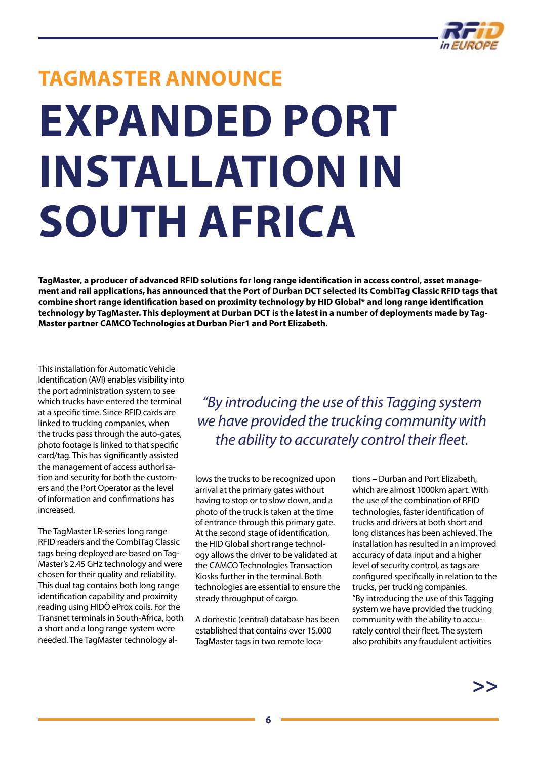## TAGMASTER ANNOUNCE

# EXPANDED PORT INSTALLATION IN SOUTH AFRICA

**TagMaster, a producer of advanced RFID solutions for long range identification in access control, asset management and rail applications, has announced that the Port of Durban DCT selected its CombiTag Classic RFID tags that combine short range identification based on proximity technology by HID Global® and long range identification technology by TagMaster. This deployment at Durban DCT is the latest in a number of deployments made by TagMaster partner CAMCO Technologies at Durban Pier1 and Port Elizabeth.**

This installation for Automatic Vehicle Identification (AVI) enables visibility into the port administration system to see which trucks have entered the terminal at a specific time. Since RFID cards are linked to trucking companies, when the trucks pass through the auto-gates, photo footage is linked to that specific card/tag. This has significantly assisted the management of access authorisation and security for both the customers and the Port Operator as the level of information and confirmations has increased.

*"By introducing the use of this Tagging system we have provided the trucking community with the ability to accurately control their fleet.*

The TagMaster LR-series long range RFID readers and the CombiTag Classic tags being deployed are based on TagMaster's 2.45 GHz technology and were chosen for their quality and reliability. This dual tag contains both long range identification capability and proximity reading using HIDÒ eProx coils. For the Transnet terminals in South-Africa, both a short and a long range system were needed. The TagMaster technology allows the trucks to be recognized upon arrival at the primary gates without having to stop or to slow down, and a photo of the truck is taken at the time of entrance through this primary gate. At the second stage of identification, the HID Global short range technology allows the driver to be validated at the CAMCO Technologies Transaction Kiosks further in the terminal. Both technologies are essential to ensure the steady throughput of cargo.

A domestic (central) database has been established that contains over 15.000 TagMaster tags in two remote locations – Durban and Port Elizabeth, which are almost 1000km apart. With the use of the combination of RFID technologies, faster identification of trucks and drivers at both short and long distances has been achieved. The installation has resulted in an improved accuracy of data input and a higher level of security control, as tags are configured specifically in relation to the trucks, per trucking companies.
"By introducing the use of this Tagging system we have provided the trucking community with the ability to accurately control their fleet. The system also prohibits any fraudulent activities

>>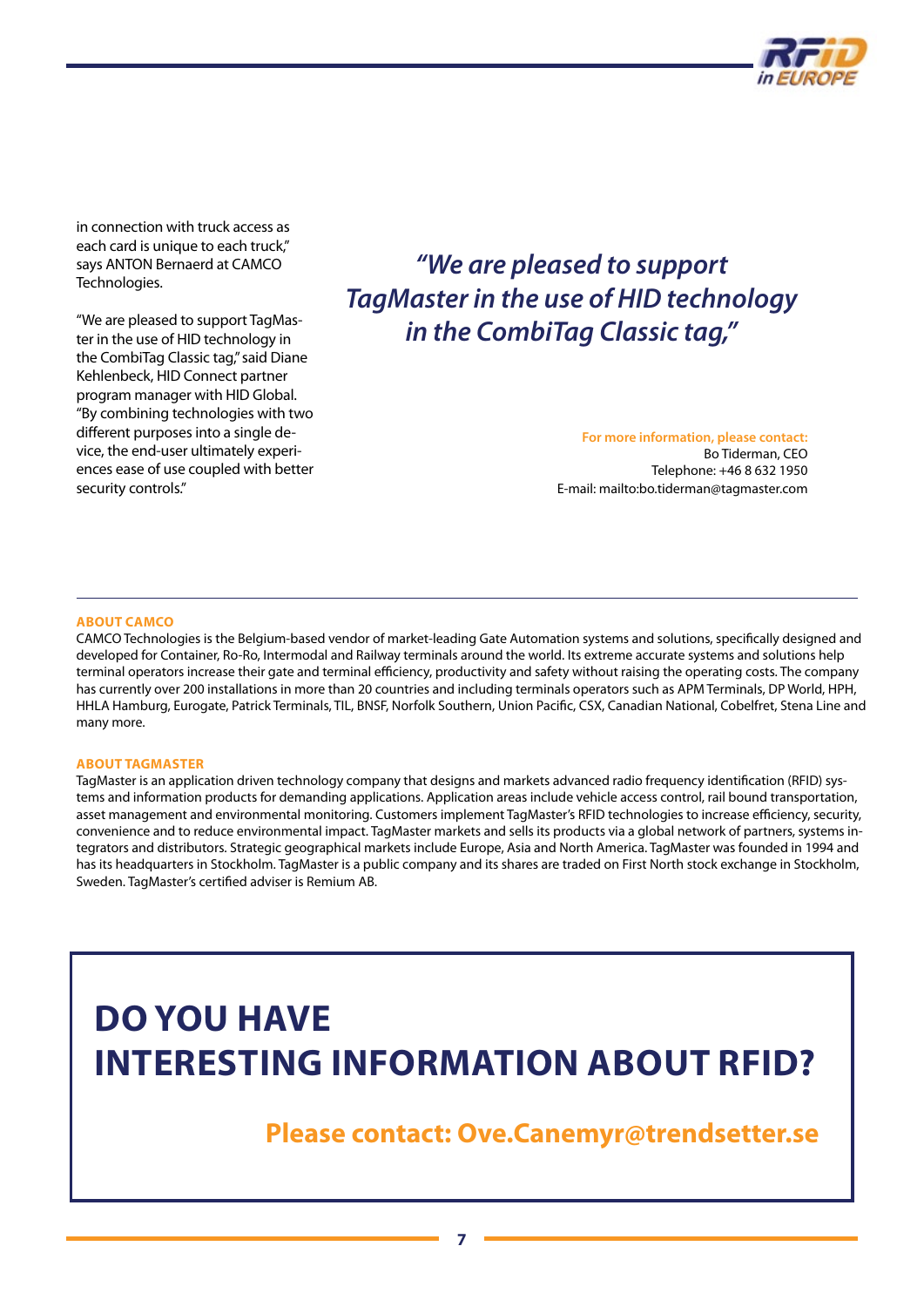in connection with truck access as each card is unique to each truck," says ANTON Bernaerd at CAMCO Technologies.

"We are pleased to support TagMaster in the use of HID technology in the CombiTag Classic tag," said Diane Kehlenbeck, HID Connect partner program manager with HID Global. "By combining technologies with two different purposes into a single device, the end-user ultimately experiences ease of use coupled with better security controls."

> ***"We are pleased to support TagMaster in the use of HID technology in the CombiTag Classic tag,"***

**For more information, please contact:**
Bo Tiderman, CEO
Telephone: +46 8 632 1950
E-mail: mailto:bo.tiderman@tagmaster.com

---

**ABOUT CAMCO**

CAMCO Technologies is the Belgium-based vendor of market-leading Gate Automation systems and solutions, specifically designed and developed for Container, Ro-Ro, Intermodal and Railway terminals around the world. Its extreme accurate systems and solutions help terminal operators increase their gate and terminal efficiency, productivity and safety without raising the operating costs. The company has currently over 200 installations in more than 20 countries and including terminals operators such as APM Terminals, DP World, HPH, HHLA Hamburg, Eurogate, Patrick Terminals, TIL, BNSF, Norfolk Southern, Union Pacific, CSX, Canadian National, Cobelfret, Stena Line and many more.

**ABOUT TAGMASTER**

TagMaster is an application driven technology company that designs and markets advanced radio frequency identification (RFID) systems and information products for demanding applications. Application areas include vehicle access control, rail bound transportation, asset management and environmental monitoring. Customers implement TagMaster's RFID technologies to increase efficiency, security, convenience and to reduce environmental impact. TagMaster markets and sells its products via a global network of partners, systems integrators and distributors. Strategic geographical markets include Europe, Asia and North America. TagMaster was founded in 1994 and has its headquarters in Stockholm. TagMaster is a public company and its shares are traded on First North stock exchange in Stockholm, Sweden. TagMaster's certified adviser is Remium AB.

## DO YOU HAVE INTERESTING INFORMATION ABOUT RFID?

**Please contact: Ove.Canemyr@trendsetter.se**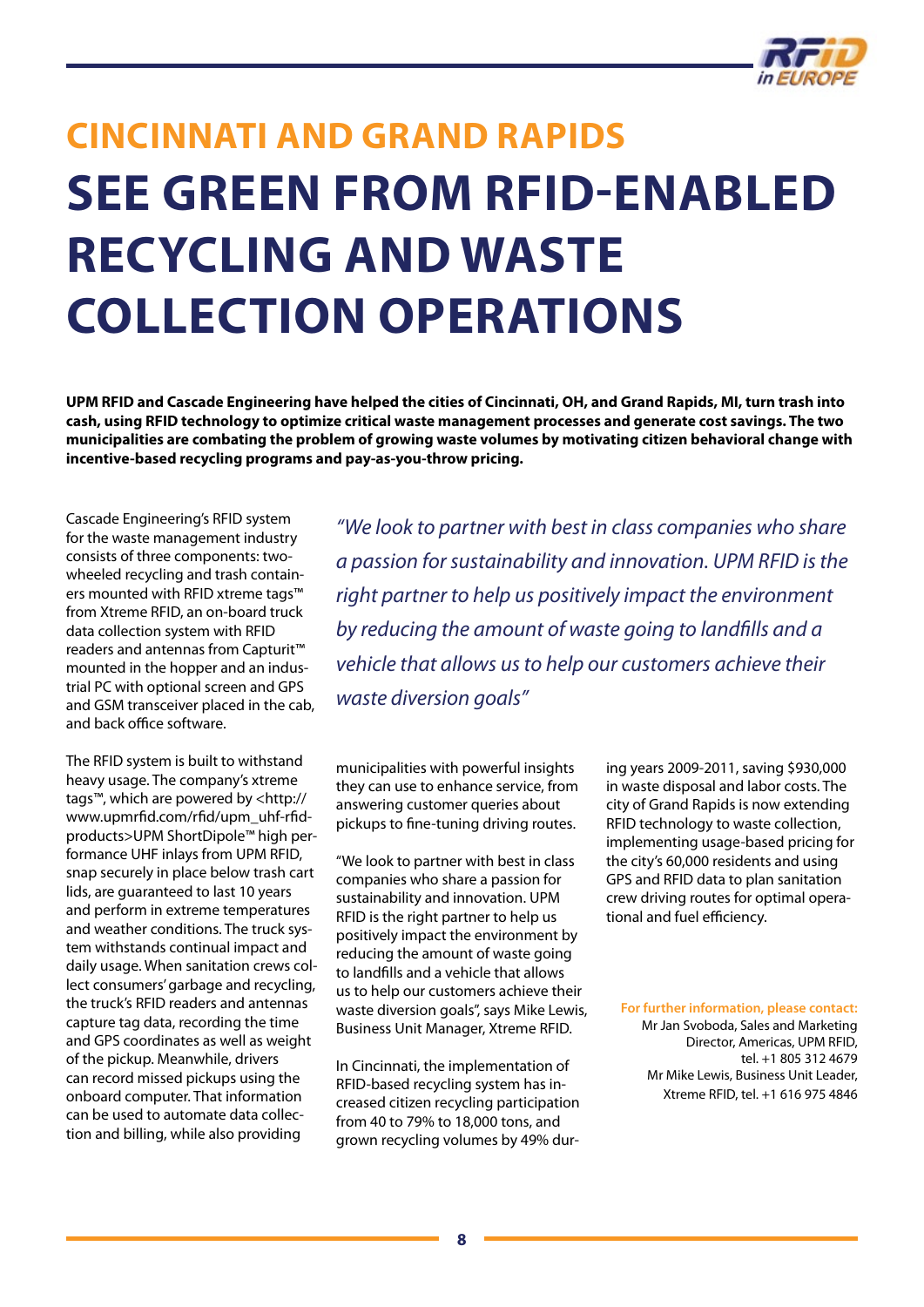# CINCINNATI AND GRAND RAPIDS SEE GREEN FROM RFID-ENABLED RECYCLING AND WASTE COLLECTION OPERATIONS

**UPM RFID and Cascade Engineering have helped the cities of Cincinnati, OH, and Grand Rapids, MI, turn trash into cash, using RFID technology to optimize critical waste management processes and generate cost savings. The two municipalities are combating the problem of growing waste volumes by motivating citizen behavioral change with incentive-based recycling programs and pay-as-you-throw pricing.**

Cascade Engineering's RFID system for the waste management industry consists of three components: two-wheeled recycling and trash containers mounted with RFID xtreme tags™ from Xtreme RFID, an on-board truck data collection system with RFID readers and antennas from Capturit™ mounted in the hopper and an industrial PC with optional screen and GPS and GSM transceiver placed in the cab, and back office software.

*"We look to partner with best in class companies who share a passion for sustainability and innovation. UPM RFID is the right partner to help us positively impact the environment by reducing the amount of waste going to landfills and a vehicle that allows us to help our customers achieve their waste diversion goals"*

The RFID system is built to withstand heavy usage. The company's xtreme tags™, which are powered by <http://www.upmrfid.com/rfid/upm_uhf-rfid-products>UPM ShortDipole™ high performance UHF inlays from UPM RFID, snap securely in place below trash cart lids, are guaranteed to last 10 years and perform in extreme temperatures and weather conditions. The truck system withstands continual impact and daily usage. When sanitation crews collect consumers' garbage and recycling, the truck's RFID readers and antennas capture tag data, recording the time and GPS coordinates as well as weight of the pickup. Meanwhile, drivers can record missed pickups using the onboard computer. That information can be used to automate data collection and billing, while also providing municipalities with powerful insights they can use to enhance service, from answering customer queries about pickups to fine-tuning driving routes.

"We look to partner with best in class companies who share a passion for sustainability and innovation. UPM RFID is the right partner to help us positively impact the environment by reducing the amount of waste going to landfills and a vehicle that allows us to help our customers achieve their waste diversion goals", says Mike Lewis, Business Unit Manager, Xtreme RFID.

In Cincinnati, the implementation of RFID-based recycling system has increased citizen recycling participation from 40 to 79% to 18,000 tons, and grown recycling volumes by 49% during years 2009-2011, saving $930,000 in waste disposal and labor costs. The city of Grand Rapids is now extending RFID technology to waste collection, implementing usage-based pricing for the city's 60,000 residents and using GPS and RFID data to plan sanitation crew driving routes for optimal operational and fuel efficiency.

**For further information, please contact:**
Mr Jan Svoboda, Sales and Marketing Director, Americas, UPM RFID, tel. +1 805 312 4679
Mr Mike Lewis, Business Unit Leader, Xtreme RFID, tel. +1 616 975 4846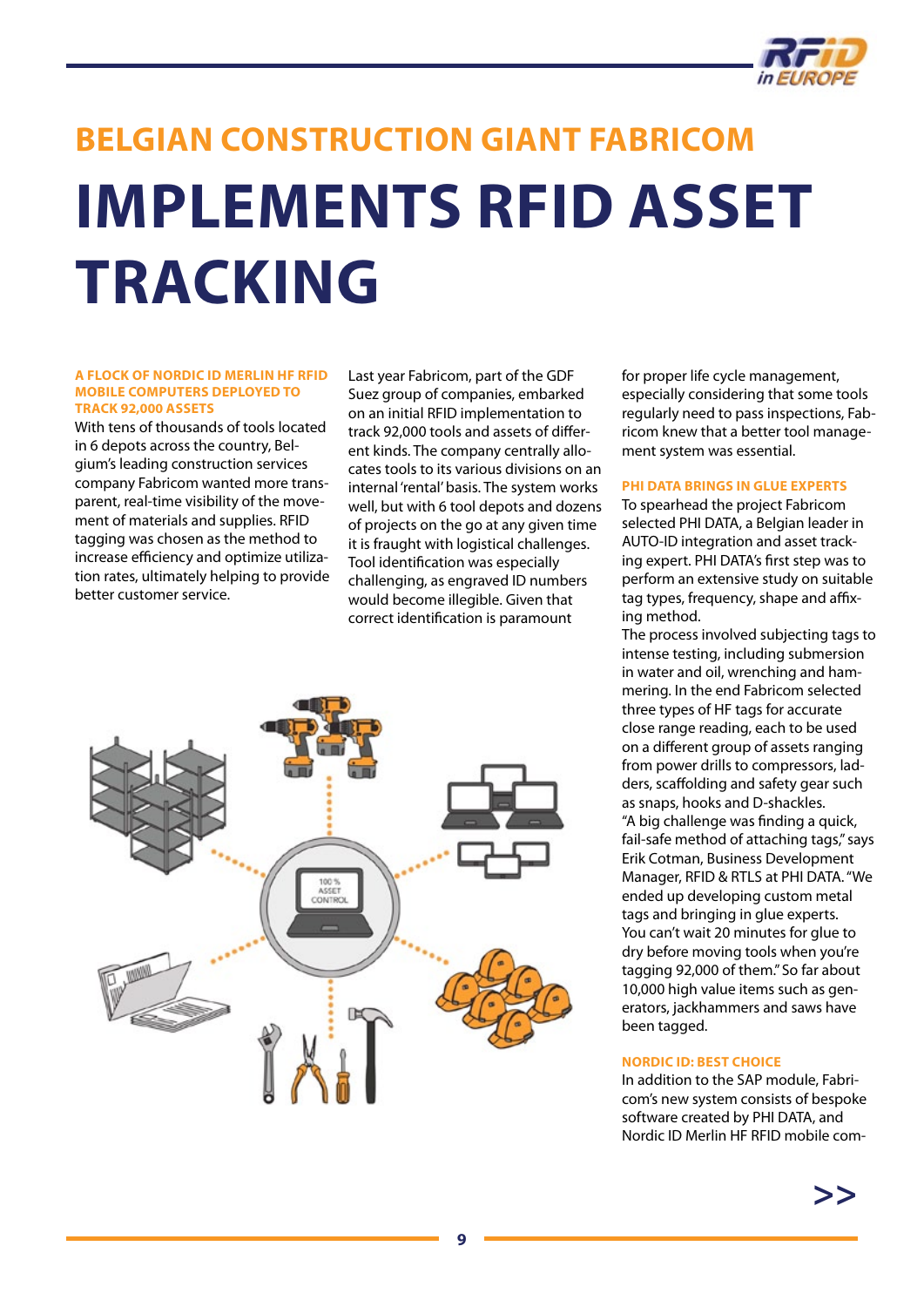# BELGIAN CONSTRUCTION GIANT FABRICOM IMPLEMENTS RFID ASSET TRACKING

### A FLOCK OF NORDIC ID MERLIN HF RFID MOBILE COMPUTERS DEPLOYED TO TRACK 92,000 ASSETS

With tens of thousands of tools located in 6 depots across the country, Belgium's leading construction services company Fabricom wanted more transparent, real-time visibility of the movement of materials and supplies. RFID tagging was chosen as the method to increase efficiency and optimize utilization rates, ultimately helping to provide better customer service.

Last year Fabricom, part of the GDF Suez group of companies, embarked on an initial RFID implementation to track 92,000 tools and assets of different kinds. The company centrally allocates tools to its various divisions on an internal 'rental' basis. The system works well, but with 6 tool depots and dozens of projects on the go at any given time it is fraught with logistical challenges. Tool identification was especially challenging, as engraved ID numbers would become illegible. Given that correct identification is paramount for proper life cycle management, especially considering that some tools regularly need to pass inspections, Fabricom knew that a better tool management system was essential.

### PHI DATA BRINGS IN GLUE EXPERTS

To spearhead the project Fabricom selected PHI DATA, a Belgian leader in AUTO-ID integration and asset tracking expert. PHI DATA's first step was to perform an extensive study on suitable tag types, frequency, shape and affixing method.

The process involved subjecting tags to intense testing, including submersion in water and oil, wrenching and hammering. In the end Fabricom selected three types of HF tags for accurate close range reading, each to be used on a different group of assets ranging from power drills to compressors, ladders, scaffolding and safety gear such as snaps, hooks and D-shackles.

"A big challenge was finding a quick, fail-safe method of attaching tags," says Erik Cotman, Business Development Manager, RFID & RTLS at PHI DATA. "We ended up developing custom metal tags and bringing in glue experts. You can't wait 20 minutes for glue to dry before moving tools when you're tagging 92,000 of them." So far about 10,000 high value items such as generators, jackhammers and saws have been tagged.

### NORDIC ID: BEST CHOICE

In addition to the SAP module, Fabricom's new system consists of bespoke software created by PHI DATA, and Nordic ID Merlin HF RFID mobile com-

>>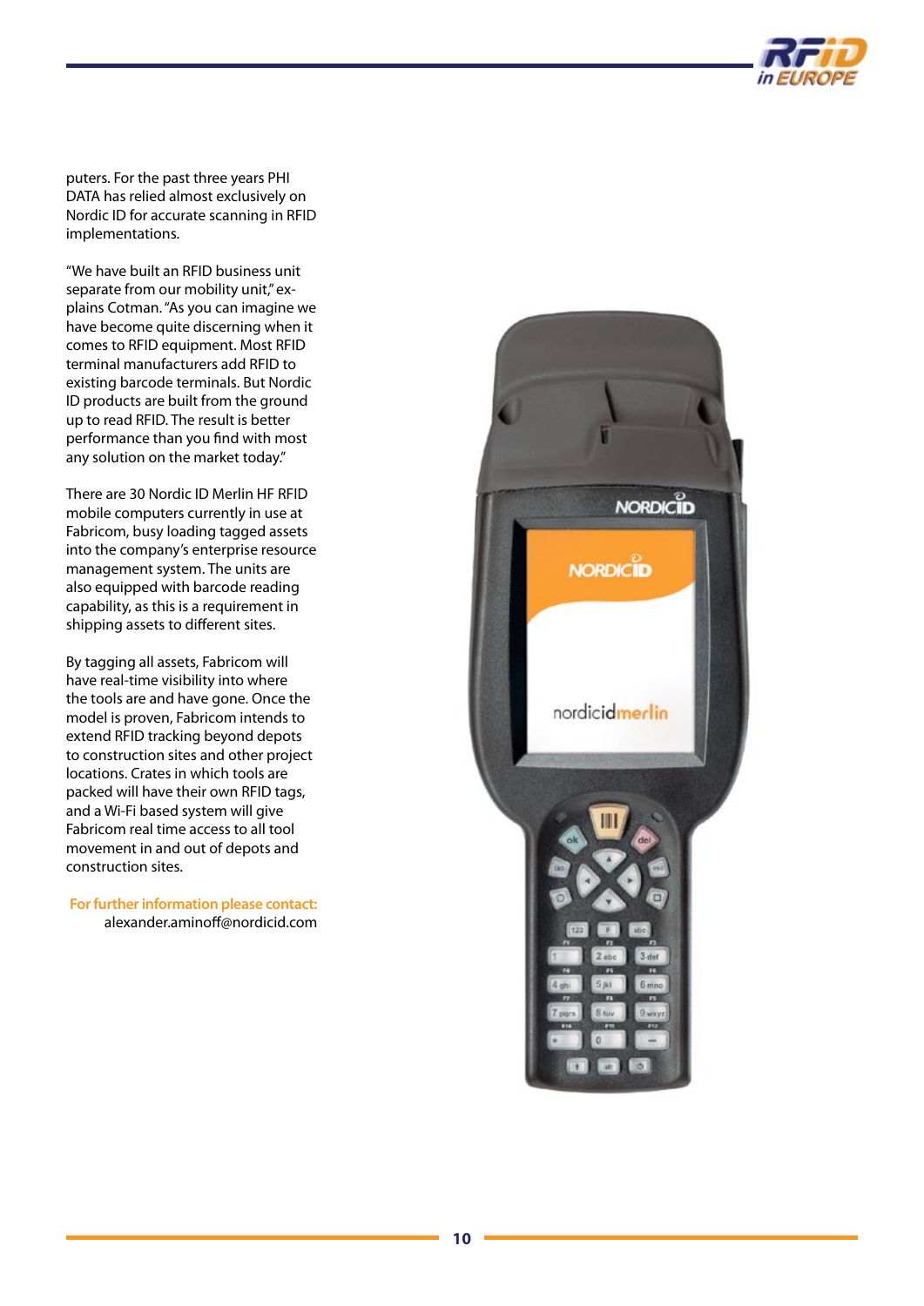puters. For the past three years PHI DATA has relied almost exclusively on Nordic ID for accurate scanning in RFID implementations.

"We have built an RFID business unit separate from our mobility unit," explains Cotman. "As you can imagine we have become quite discerning when it comes to RFID equipment. Most RFID terminal manufacturers add RFID to existing barcode terminals. But Nordic ID products are built from the ground up to read RFID. The result is better performance than you find with most any solution on the market today."

There are 30 Nordic ID Merlin HF RFID mobile computers currently in use at Fabricom, busy loading tagged assets into the company's enterprise resource management system. The units are also equipped with barcode reading capability, as this is a requirement in shipping assets to different sites.

By tagging all assets, Fabricom will have real-time visibility into where the tools are and have gone. Once the model is proven, Fabricom intends to extend RFID tracking beyond depots to construction sites and other project locations. Crates in which tools are packed will have their own RFID tags, and a Wi-Fi based system will give Fabricom real time access to all tool movement in and out of depots and construction sites.

**For further information please contact:**
alexander.aminoff@nordicid.com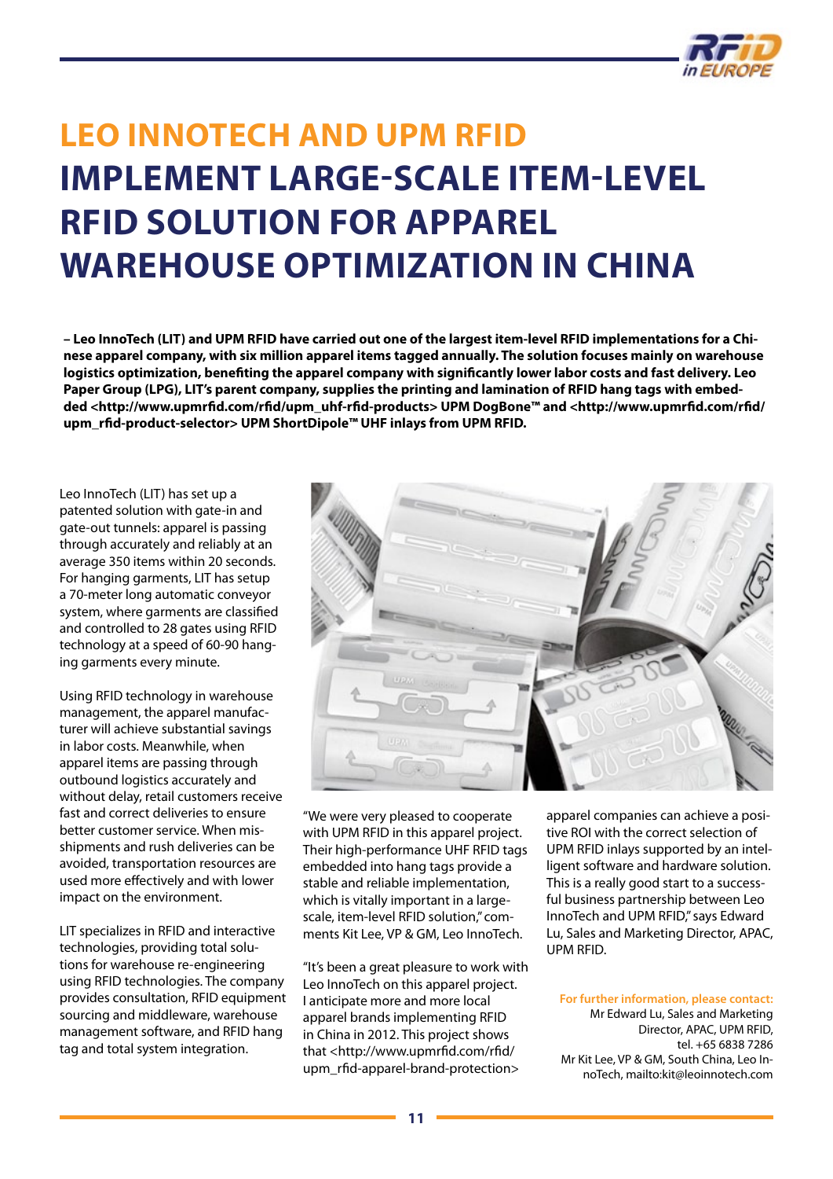# LEO INNOTECH AND UPM RFID IMPLEMENT LARGE-SCALE ITEM-LEVEL RFID SOLUTION FOR APPAREL WAREHOUSE OPTIMIZATION IN CHINA

**– Leo InnoTech (LIT) and UPM RFID have carried out one of the largest item-level RFID implementations for a Chinese apparel company, with six million apparel items tagged annually. The solution focuses mainly on warehouse logistics optimization, benefiting the apparel company with significantly lower labor costs and fast delivery. Leo Paper Group (LPG), LIT's parent company, supplies the printing and lamination of RFID hang tags with embedded <http://www.upmrfid.com/rfid/upm_uhf-rfid-products> UPM DogBone™ and <http://www.upmrfid.com/rfid/upm_rfid-product-selector> UPM ShortDipole™ UHF inlays from UPM RFID.**

Leo InnoTech (LIT) has set up a patented solution with gate-in and gate-out tunnels: apparel is passing through accurately and reliably at an average 350 items within 20 seconds. For hanging garments, LIT has setup a 70-meter long automatic conveyor system, where garments are classified and controlled to 28 gates using RFID technology at a speed of 60-90 hanging garments every minute.

Using RFID technology in warehouse management, the apparel manufacturer will achieve substantial savings in labor costs. Meanwhile, when apparel items are passing through outbound logistics accurately and without delay, retail customers receive fast and correct deliveries to ensure better customer service. When mis-shipments and rush deliveries can be avoided, transportation resources are used more effectively and with lower impact on the environment.

LIT specializes in RFID and interactive technologies, providing total solutions for warehouse re-engineering using RFID technologies. The company provides consultation, RFID equipment sourcing and middleware, warehouse management software, and RFID hang tag and total system integration.

"We were very pleased to cooperate with UPM RFID in this apparel project. Their high-performance UHF RFID tags embedded into hang tags provide a stable and reliable implementation, which is vitally important in a large-scale, item-level RFID solution," comments Kit Lee, VP & GM, Leo InnoTech.

"It's been a great pleasure to work with Leo InnoTech on this apparel project. I anticipate more and more local apparel brands implementing RFID in China in 2012. This project shows that <http://www.upmrfid.com/rfid/upm_rfid-apparel-brand-protection> apparel companies can achieve a positive ROI with the correct selection of UPM RFID inlays supported by an intelligent software and hardware solution. This is a really good start to a successful business partnership between Leo InnoTech and UPM RFID," says Edward Lu, Sales and Marketing Director, APAC, UPM RFID.

**For further information, please contact:**
Mr Edward Lu, Sales and Marketing Director, APAC, UPM RFID, tel. +65 6838 7286
Mr Kit Lee, VP & GM, South China, Leo InnoTech, mailto:kit@leoinnotech.com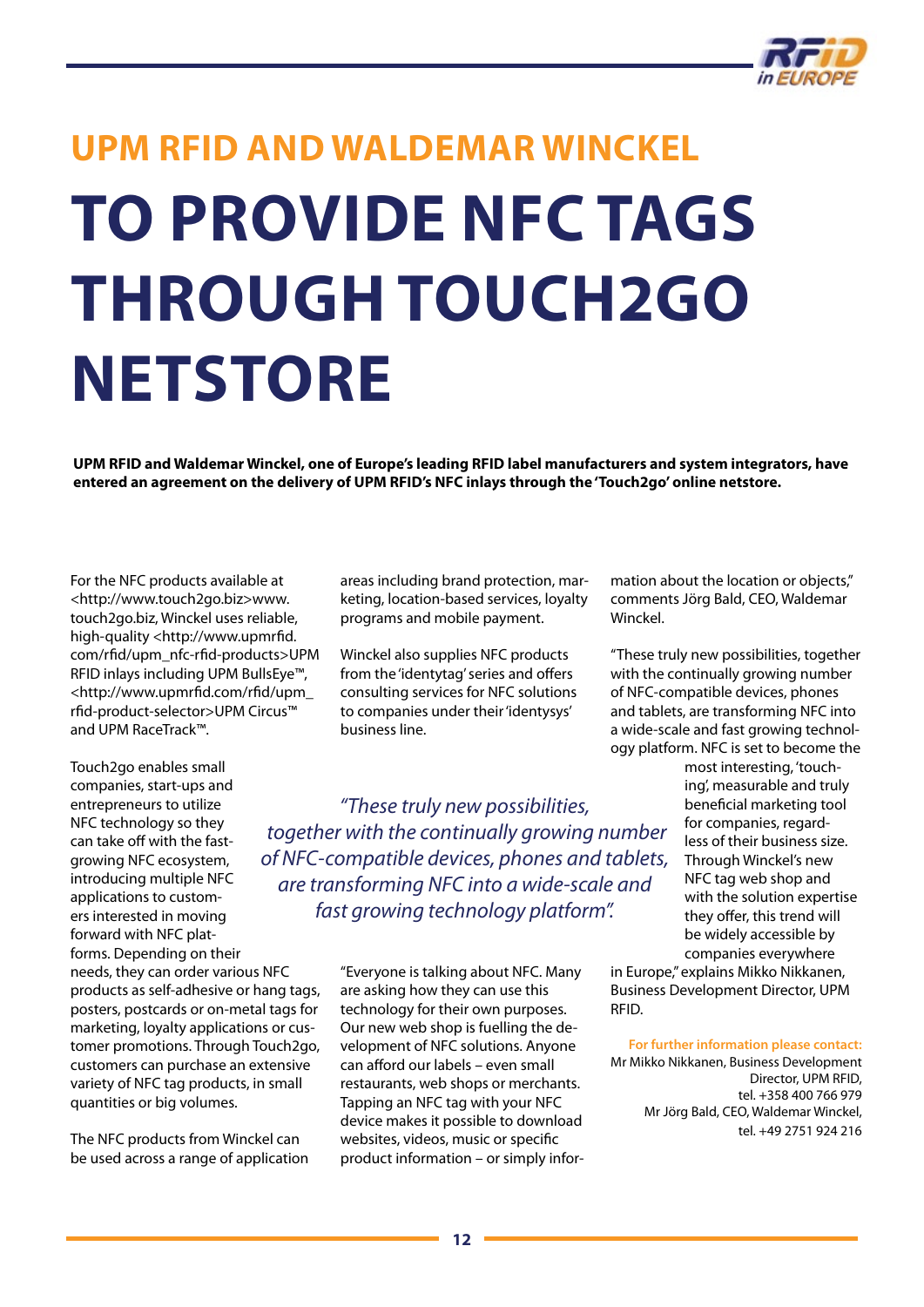## UPM RFID AND WALDEMAR WINCKEL

# TO PROVIDE NFC TAGS THROUGH TOUCH2GO NETSTORE

**UPM RFID and Waldemar Winckel, one of Europe's leading RFID label manufacturers and system integrators, have entered an agreement on the delivery of UPM RFID's NFC inlays through the 'Touch2go' online netstore.**

For the NFC products available at <http://www.touch2go.biz>www.touch2go.biz, Winckel uses reliable, high-quality <http://www.upmrfid.com/rfid/upm_nfc-rfid-products>UPM RFID inlays including UPM BullsEye™, <http://www.upmrfid.com/rfid/upm_rfid-product-selector>UPM Circus™ and UPM RaceTrack™.

Touch2go enables small companies, start-ups and entrepreneurs to utilize NFC technology so they can take off with the fast-growing NFC ecosystem, introducing multiple NFC applications to customers interested in moving forward with NFC platforms. Depending on their needs, they can order various NFC products as self-adhesive or hang tags, posters, postcards or on-metal tags for marketing, loyalty applications or customer promotions. Through Touch2go, customers can purchase an extensive variety of NFC tag products, in small quantities or big volumes.

The NFC products from Winckel can be used across a range of application areas including brand protection, marketing, location-based services, loyalty programs and mobile payment.

Winckel also supplies NFC products from the 'identytag' series and offers consulting services for NFC solutions to companies under their 'identysys' business line.

*"These truly new possibilities, together with the continually growing number of NFC-compatible devices, phones and tablets, are transforming NFC into a wide-scale and fast growing technology platform".*

"Everyone is talking about NFC. Many are asking how they can use this technology for their own purposes. Our new web shop is fuelling the development of NFC solutions. Anyone can afford our labels – even small restaurants, web shops or merchants. Tapping an NFC tag with your NFC device makes it possible to download websites, videos, music or specific product information – or simply information about the location or objects," comments Jörg Bald, CEO, Waldemar Winckel.

"These truly new possibilities, together with the continually growing number of NFC-compatible devices, phones and tablets, are transforming NFC into a wide-scale and fast growing technology platform. NFC is set to become the most interesting, 'touching', measurable and truly beneficial marketing tool for companies, regardless of their business size. Through Winckel's new NFC tag web shop and with the solution expertise they offer, this trend will be widely accessible by companies everywhere in Europe," explains Mikko Nikkanen, Business Development Director, UPM RFID.

**For further information please contact:**
Mr Mikko Nikkanen, Business Development Director, UPM RFID,
tel. +358 400 766 979
Mr Jörg Bald, CEO, Waldemar Winckel,
tel. +49 2751 924 216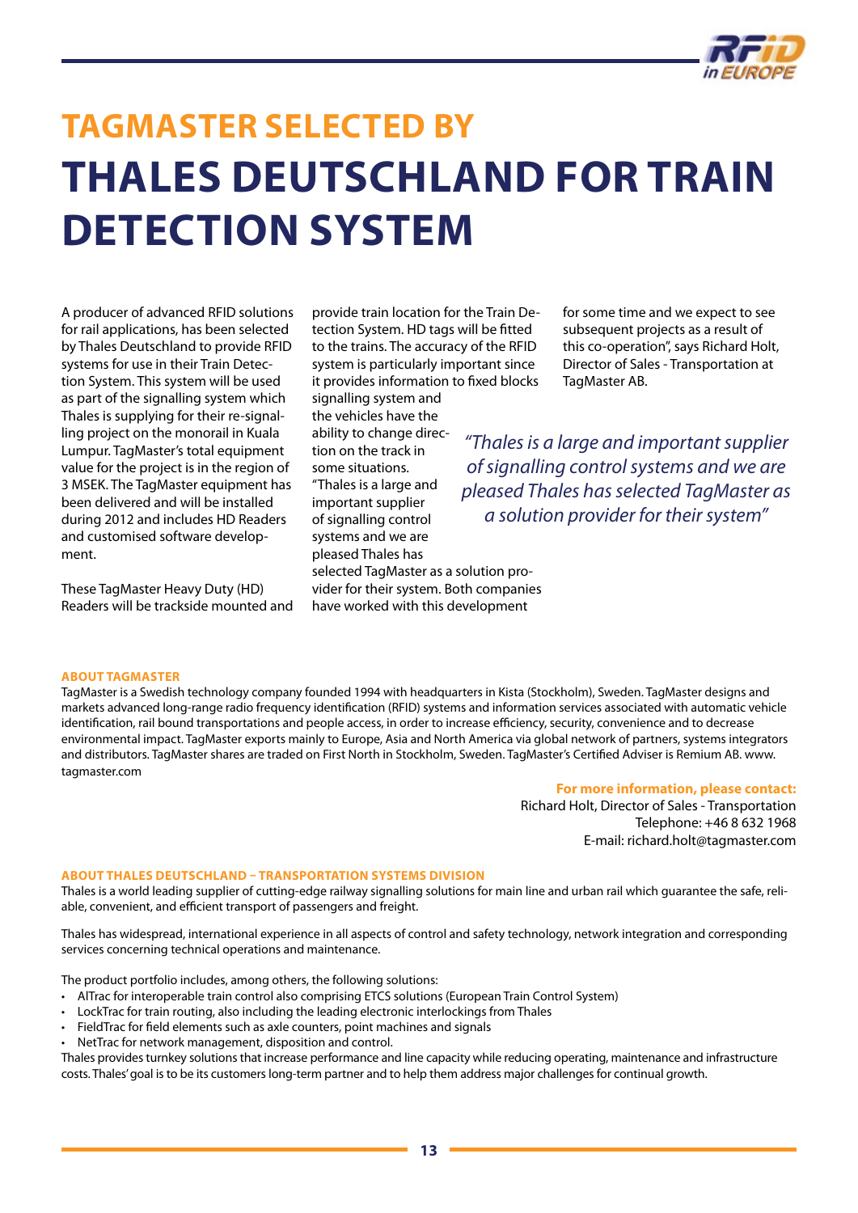# TAGMASTER SELECTED BY THALES DEUTSCHLAND FOR TRAIN DETECTION SYSTEM

A producer of advanced RFID solutions for rail applications, has been selected by Thales Deutschland to provide RFID systems for use in their Train Detection System. This system will be used as part of the signalling system which Thales is supplying for their re-signalling project on the monorail in Kuala Lumpur. TagMaster's total equipment value for the project is in the region of 3 MSEK. The TagMaster equipment has been delivered and will be installed during 2012 and includes HD Readers and customised software development.

These TagMaster Heavy Duty (HD) Readers will be trackside mounted and provide train location for the Train Detection System. HD tags will be fitted to the trains. The accuracy of the RFID system is particularly important since it provides information to fixed blocks signalling system and the vehicles have the ability to change direction on the track in some situations. "Thales is a large and important supplier of signalling control systems and we are pleased Thales has selected TagMaster as a solution provider for their system. Both companies have worked with this development for some time and we expect to see subsequent projects as a result of this co-operation", says Richard Holt, Director of Sales - Transportation at TagMaster AB.

> *"Thales is a large and important supplier of signalling control systems and we are pleased Thales has selected TagMaster as a solution provider for their system"*

**ABOUT TAGMASTER**

TagMaster is a Swedish technology company founded 1994 with headquarters in Kista (Stockholm), Sweden. TagMaster designs and markets advanced long-range radio frequency identification (RFID) systems and information services associated with automatic vehicle identification, rail bound transportations and people access, in order to increase efficiency, security, convenience and to decrease environmental impact. TagMaster exports mainly to Europe, Asia and North America via global network of partners, systems integrators and distributors. TagMaster shares are traded on First North in Stockholm, Sweden. TagMaster's Certified Adviser is Remium AB. www.tagmaster.com

**For more information, please contact:**
Richard Holt, Director of Sales - Transportation
Telephone: +46 8 632 1968
E-mail: richard.holt@tagmaster.com

**ABOUT THALES DEUTSCHLAND – TRANSPORTATION SYSTEMS DIVISION**

Thales is a world leading supplier of cutting-edge railway signalling solutions for main line and urban rail which guarantee the safe, reliable, convenient, and efficient transport of passengers and freight.

Thales has widespread, international experience in all aspects of control and safety technology, network integration and corresponding services concerning technical operations and maintenance.

The product portfolio includes, among others, the following solutions:

- AlTrac for interoperable train control also comprising ETCS solutions (European Train Control System)
- LockTrac for train routing, also including the leading electronic interlockings from Thales
- FieldTrac for field elements such as axle counters, point machines and signals
- NetTrac for network management, disposition and control.

Thales provides turnkey solutions that increase performance and line capacity while reducing operating, maintenance and infrastructure costs. Thales' goal is to be its customers long-term partner and to help them address major challenges for continual growth.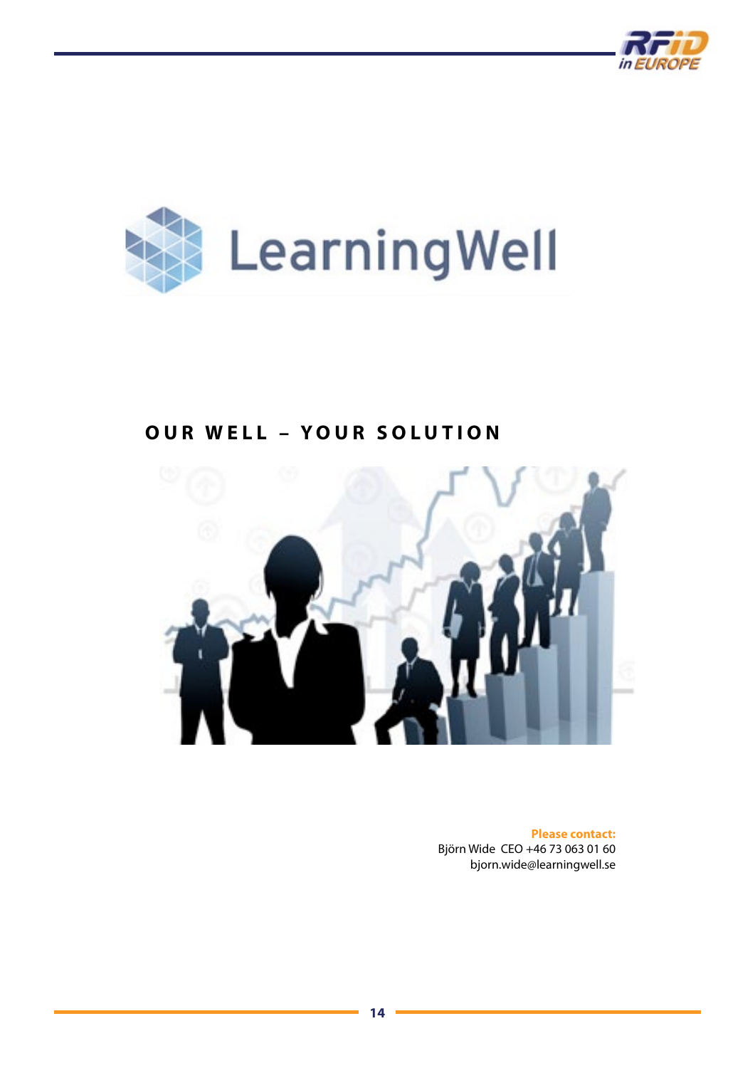LearningWell

## OUR WELL – YOUR SOLUTION

**Please contact:**
Björn Wide CEO +46 73 063 01 60
bjorn.wide@learningwell.se